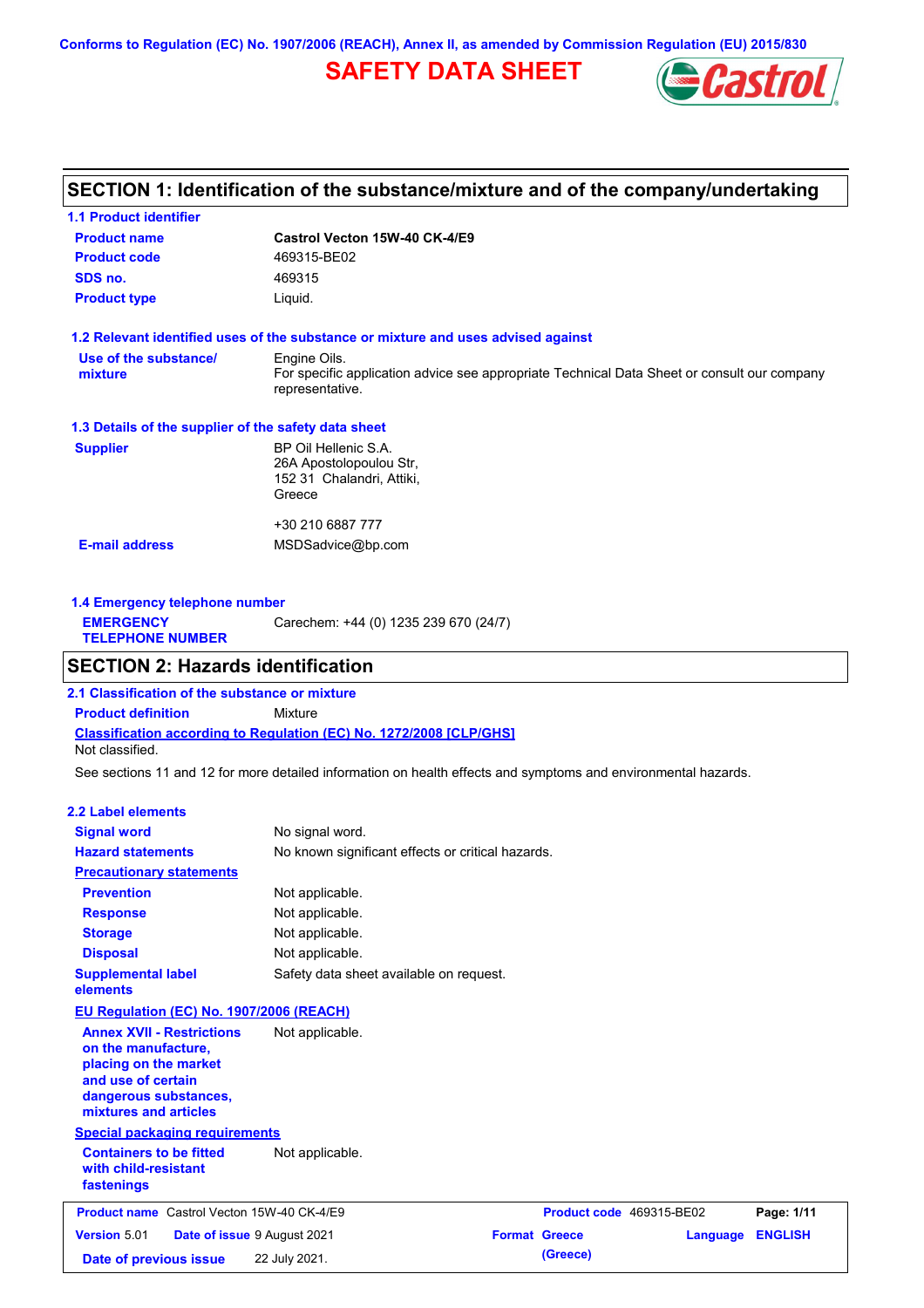Conforms to Regulation (EC) No. 1907/2006 (REACH), Annex II, as amended by Commission Regulation (EU) 2015/830

# SAFETY DATA SHEET

## SECTION 1: Identification of the substance/mixture and of the company/undertaking

### 1.1 Product identifier

| | |
|---|---|
| **Product name** | **Castrol Vecton 15W-40 CK-4/E9** |
| **Product code** | 469315-BE02 |
| **SDS no.** | 469315 |
| **Product type** | Liquid. |

### 1.2 Relevant identified uses of the substance or mixture and uses advised against

| | |
|---|---|
| **Use of the substance/ mixture** | Engine Oils.<br>For specific application advice see appropriate Technical Data Sheet or consult our company representative. |

### 1.3 Details of the supplier of the safety data sheet

| | |
|---|---|
| **Supplier** | BP Oil Hellenic S.A.<br>26A Apostolopoulou Str,<br>152 31 Chalandri, Attiki,<br>Greece<br><br>+30 210 6887 777 |
| **E-mail address** | MSDSadvice@bp.com |

### 1.4 Emergency telephone number

| | |
|---|---|
| **EMERGENCY TELEPHONE NUMBER** | Carechem: +44 (0) 1235 239 670 (24/7) |

## SECTION 2: Hazards identification

### 2.1 Classification of the substance or mixture

**Product definition** Mixture

**Classification according to Regulation (EC) No. 1272/2008 [CLP/GHS]**

Not classified.

See sections 11 and 12 for more detailed information on health effects and symptoms and environmental hazards.

### 2.2 Label elements

| | |
|---|---|
| **Signal word** | No signal word. |
| **Hazard statements** | No known significant effects or critical hazards. |
| **Precautionary statements** | |
| **Prevention** | Not applicable. |
| **Response** | Not applicable. |
| **Storage** | Not applicable. |
| **Disposal** | Not applicable. |
| **Supplemental label elements** | Safety data sheet available on request. |

**EU Regulation (EC) No. 1907/2006 (REACH)**

| | |
|---|---|
| **Annex XVII - Restrictions on the manufacture, placing on the market and use of certain dangerous substances, mixtures and articles** | Not applicable. |

**Special packaging requirements**

| | |
|---|---|
| **Containers to be fitted with child-resistant fastenings** | Not applicable. |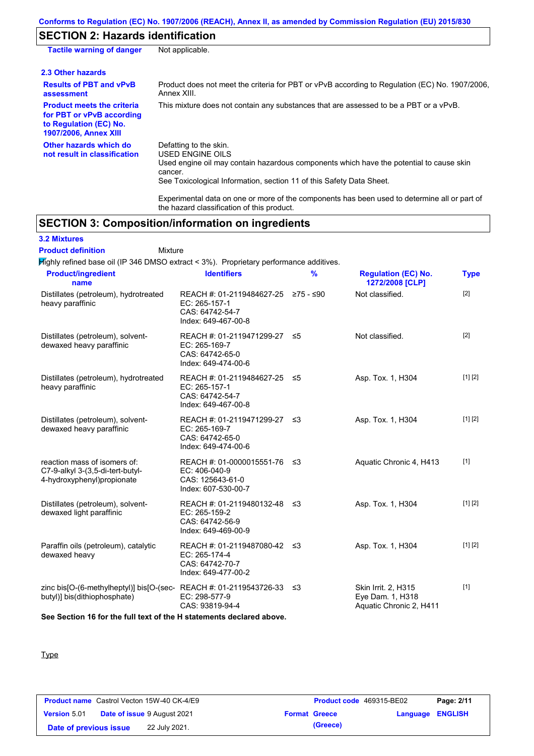## SECTION 2: Hazards identification

**Tactile warning of danger** Not applicable.

### 2.3 Other hazards

**Results of PBT and vPvB assessment**: Product does not meet the criteria for PBT or vPvB according to Regulation (EC) No. 1907/2006, Annex XIII.

**Product meets the criteria for PBT or vPvB according to Regulation (EC) No. 1907/2006, Annex XIII**: This mixture does not contain any substances that are assessed to be a PBT or a vPvB.

**Other hazards which do not result in classification**: Defatting to the skin.
USED ENGINE OILS
Used engine oil may contain hazardous components which have the potential to cause skin cancer.
See Toxicological Information, section 11 of this Safety Data Sheet.

Experimental data on one or more of the components has been used to determine all or part of the hazard classification of this product.

## SECTION 3: Composition/information on ingredients

### 3.2 Mixtures

**Product definition** Mixture

Highly refined base oil (IP 346 DMSO extract < 3%). Proprietary performance additives.

| Product/ingredient name | Identifiers | % | Regulation (EC) No. 1272/2008 [CLP] | Type |
|---|---|---|---|---|
| Distillates (petroleum), hydrotreated heavy paraffinic | REACH #: 01-2119484627-25<br>EC: 265-157-1<br>CAS: 64742-54-7<br>Index: 649-467-00-8 | ≥75 - ≤90 | Not classified. | [2] |
| Distillates (petroleum), solvent-dewaxed heavy paraffinic | REACH #: 01-2119471299-27<br>EC: 265-169-7<br>CAS: 64742-65-0<br>Index: 649-474-00-6 | ≤5 | Not classified. | [2] |
| Distillates (petroleum), hydrotreated heavy paraffinic | REACH #: 01-2119484627-25<br>EC: 265-157-1<br>CAS: 64742-54-7<br>Index: 649-467-00-8 | ≤5 | Asp. Tox. 1, H304 | [1] [2] |
| Distillates (petroleum), solvent-dewaxed heavy paraffinic | REACH #: 01-2119471299-27<br>EC: 265-169-7<br>CAS: 64742-65-0<br>Index: 649-474-00-6 | ≤3 | Asp. Tox. 1, H304 | [1] [2] |
| reaction mass of isomers of: C7-9-alkyl 3-(3,5-di-tert-butyl-4-hydroxyphenyl)propionate | REACH #: 01-0000015551-76<br>EC: 406-040-9<br>CAS: 125643-61-0<br>Index: 607-530-00-7 | ≤3 | Aquatic Chronic 4, H413 | [1] |
| Distillates (petroleum), solvent-dewaxed light paraffinic | REACH #: 01-2119480132-48<br>EC: 265-159-2<br>CAS: 64742-56-9<br>Index: 649-469-00-9 | ≤3 | Asp. Tox. 1, H304 | [1] [2] |
| Paraffin oils (petroleum), catalytic dewaxed heavy | REACH #: 01-2119487080-42<br>EC: 265-174-4<br>CAS: 64742-70-7<br>Index: 649-477-00-2 | ≤3 | Asp. Tox. 1, H304 | [1] [2] |
| zinc bis[O-(6-methylheptyl)] bis[O-(sec-butyl)] bis(dithiophosphate) | REACH #: 01-2119543726-33<br>EC: 298-577-9<br>CAS: 93819-94-4 | ≤3 | Skin Irrit. 2, H315<br>Eye Dam. 1, H318<br>Aquatic Chronic 2, H411 | [1] |

**See Section 16 for the full text of the H statements declared above.**

Type

| Product name | Castrol Vecton 15W-40 CK-4/E9 | Product code | 469315-BE02 |
|---|---|---|---|
| Version | 5.01 | Date of issue | 9 August 2021 |
| Format | Greece (Greece) | Language | ENGLISH |
| Date of previous issue | 22 July 2021. | | |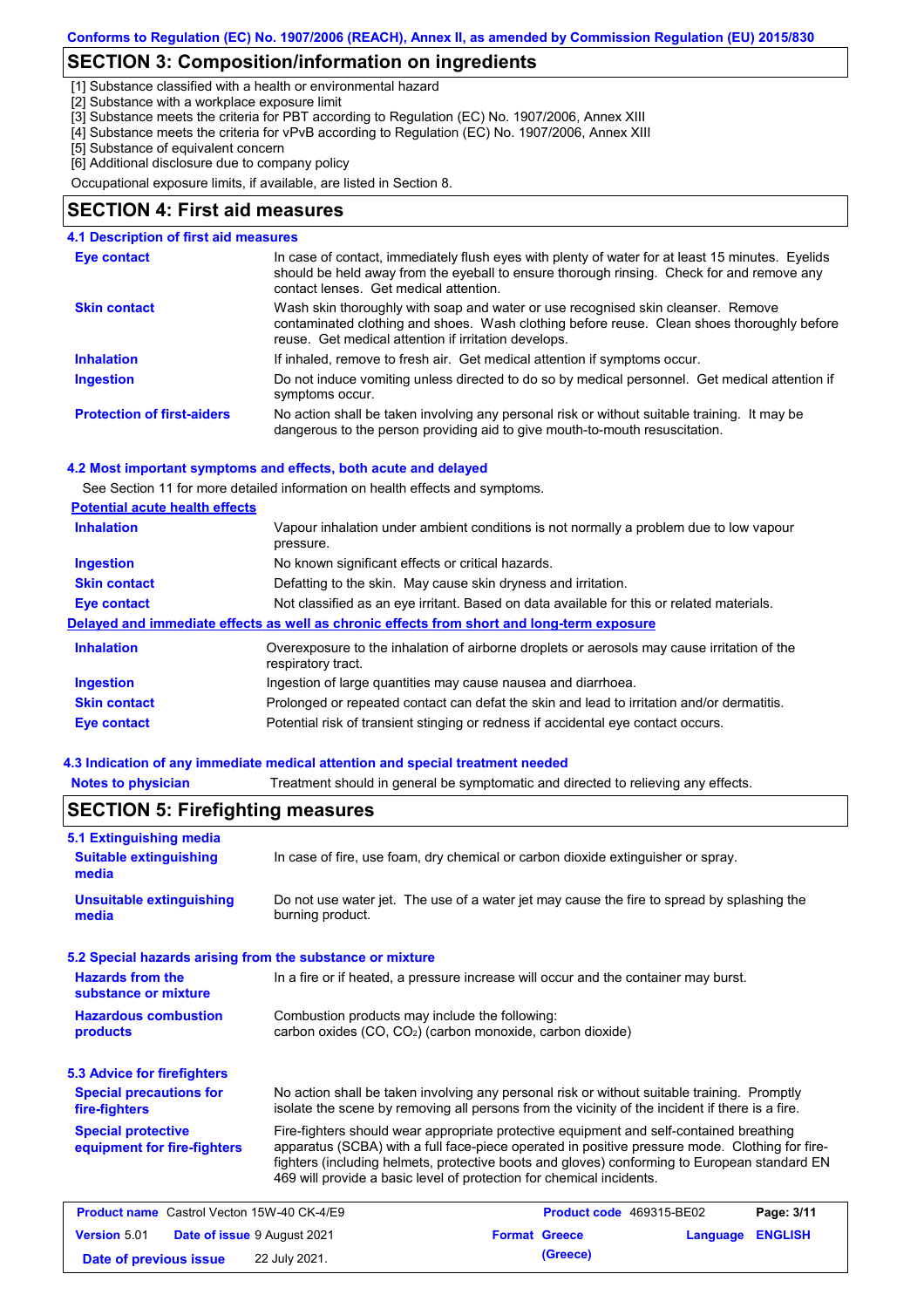## SECTION 3: Composition/information on ingredients

[1] Substance classified with a health or environmental hazard
[2] Substance with a workplace exposure limit
[3] Substance meets the criteria for PBT according to Regulation (EC) No. 1907/2006, Annex XIII
[4] Substance meets the criteria for vPvB according to Regulation (EC) No. 1907/2006, Annex XIII
[5] Substance of equivalent concern
[6] Additional disclosure due to company policy

Occupational exposure limits, if available, are listed in Section 8.

## SECTION 4: First aid measures

### 4.1 Description of first aid measures

| | |
|---|---|
| **Eye contact** | In case of contact, immediately flush eyes with plenty of water for at least 15 minutes. Eyelids should be held away from the eyeball to ensure thorough rinsing. Check for and remove any contact lenses. Get medical attention. |
| **Skin contact** | Wash skin thoroughly with soap and water or use recognised skin cleanser. Remove contaminated clothing and shoes. Wash clothing before reuse. Clean shoes thoroughly before reuse. Get medical attention if irritation develops. |
| **Inhalation** | If inhaled, remove to fresh air. Get medical attention if symptoms occur. |
| **Ingestion** | Do not induce vomiting unless directed to do so by medical personnel. Get medical attention if symptoms occur. |
| **Protection of first-aiders** | No action shall be taken involving any personal risk or without suitable training. It may be dangerous to the person providing aid to give mouth-to-mouth resuscitation. |

### 4.2 Most important symptoms and effects, both acute and delayed

See Section 11 for more detailed information on health effects and symptoms.

**Potential acute health effects**

| | |
|---|---|
| **Inhalation** | Vapour inhalation under ambient conditions is not normally a problem due to low vapour pressure. |
| **Ingestion** | No known significant effects or critical hazards. |
| **Skin contact** | Defatting to the skin. May cause skin dryness and irritation. |
| **Eye contact** | Not classified as an eye irritant. Based on data available for this or related materials. |

**Delayed and immediate effects as well as chronic effects from short and long-term exposure**

| | |
|---|---|
| **Inhalation** | Overexposure to the inhalation of airborne droplets or aerosols may cause irritation of the respiratory tract. |
| **Ingestion** | Ingestion of large quantities may cause nausea and diarrhoea. |
| **Skin contact** | Prolonged or repeated contact can defat the skin and lead to irritation and/or dermatitis. |
| **Eye contact** | Potential risk of transient stinging or redness if accidental eye contact occurs. |

### 4.3 Indication of any immediate medical attention and special treatment needed

| | |
|---|---|
| **Notes to physician** | Treatment should in general be symptomatic and directed to relieving any effects. |

## SECTION 5: Firefighting measures

### 5.1 Extinguishing media

| | |
|---|---|
| **Suitable extinguishing media** | In case of fire, use foam, dry chemical or carbon dioxide extinguisher or spray. |
| **Unsuitable extinguishing media** | Do not use water jet. The use of a water jet may cause the fire to spread by splashing the burning product. |

### 5.2 Special hazards arising from the substance or mixture

| | |
|---|---|
| **Hazards from the substance or mixture** | In a fire or if heated, a pressure increase will occur and the container may burst. |
| **Hazardous combustion products** | Combustion products may include the following: carbon oxides (CO, $CO_2$) (carbon monoxide, carbon dioxide) |

### 5.3 Advice for firefighters

| | |
|---|---|
| **Special precautions for fire-fighters** | No action shall be taken involving any personal risk or without suitable training. Promptly isolate the scene by removing all persons from the vicinity of the incident if there is a fire. |
| **Special protective equipment for fire-fighters** | Fire-fighters should wear appropriate protective equipment and self-contained breathing apparatus (SCBA) with a full face-piece operated in positive pressure mode. Clothing for fire-fighters (including helmets, protective boots and gloves) conforming to European standard EN 469 will provide a basic level of protection for chemical incidents. |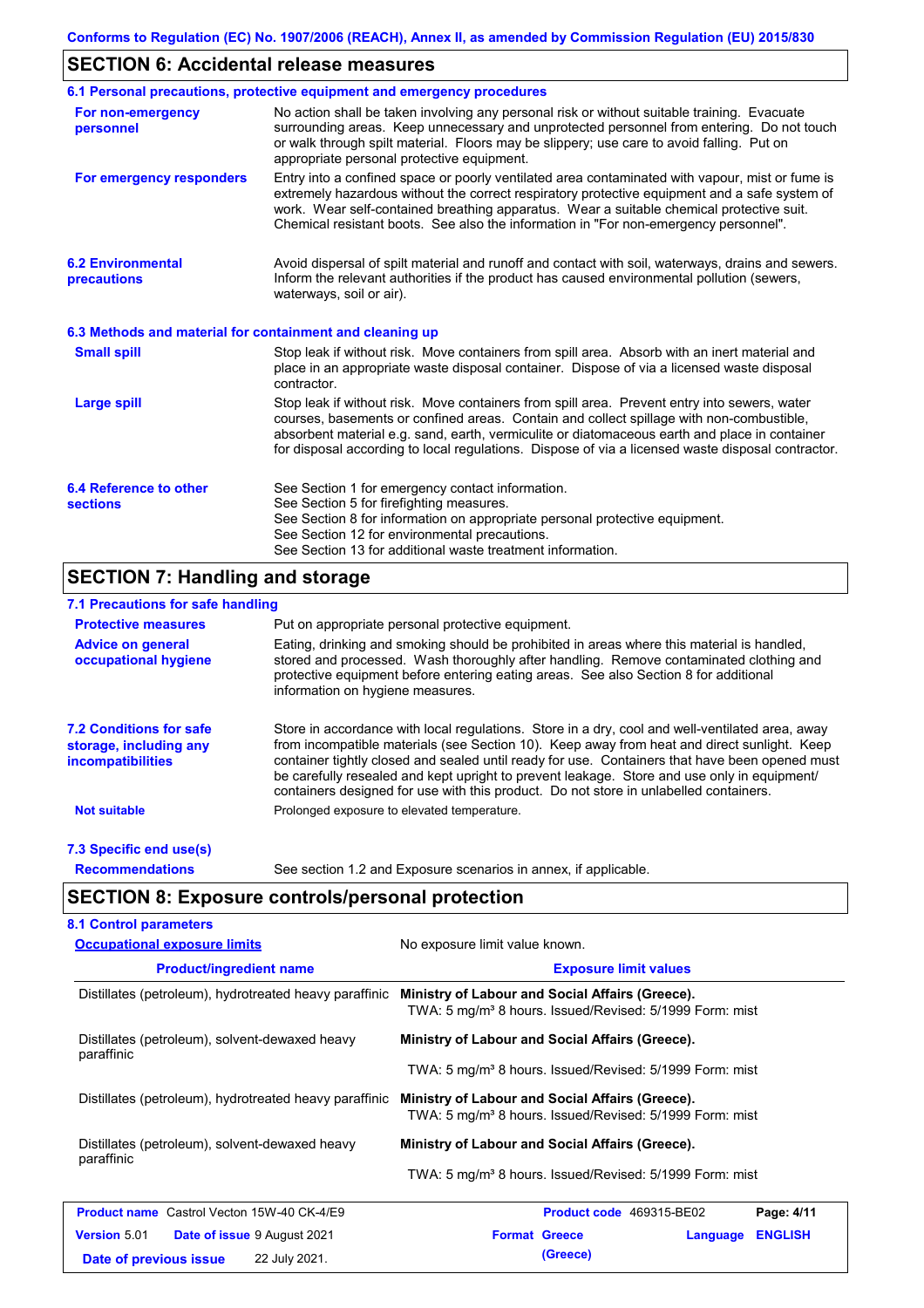## SECTION 6: Accidental release measures

### 6.1 Personal precautions, protective equipment and emergency procedures

**For non-emergency personnel**

No action shall be taken involving any personal risk or without suitable training. Evacuate surrounding areas. Keep unnecessary and unprotected personnel from entering. Do not touch or walk through spilt material. Floors may be slippery; use care to avoid falling. Put on appropriate personal protective equipment.

**For emergency responders**

Entry into a confined space or poorly ventilated area contaminated with vapour, mist or fume is extremely hazardous without the correct respiratory protective equipment and a safe system of work. Wear self-contained breathing apparatus. Wear a suitable chemical protective suit. Chemical resistant boots. See also the information in "For non-emergency personnel".

### 6.2 Environmental precautions

Avoid dispersal of spilt material and runoff and contact with soil, waterways, drains and sewers. Inform the relevant authorities if the product has caused environmental pollution (sewers, waterways, soil or air).

### 6.3 Methods and material for containment and cleaning up

**Small spill**

Stop leak if without risk. Move containers from spill area. Absorb with an inert material and place in an appropriate waste disposal container. Dispose of via a licensed waste disposal contractor.

**Large spill**

Stop leak if without risk. Move containers from spill area. Prevent entry into sewers, water courses, basements or confined areas. Contain and collect spillage with non-combustible, absorbent material e.g. sand, earth, vermiculite or diatomaceous earth and place in container for disposal according to local regulations. Dispose of via a licensed waste disposal contractor.

### 6.4 Reference to other sections

See Section 1 for emergency contact information.
See Section 5 for firefighting measures.
See Section 8 for information on appropriate personal protective equipment.
See Section 12 for environmental precautions.
See Section 13 for additional waste treatment information.

## SECTION 7: Handling and storage

### 7.1 Precautions for safe handling

**Protective measures**

Put on appropriate personal protective equipment.

**Advice on general occupational hygiene**

Eating, drinking and smoking should be prohibited in areas where this material is handled, stored and processed. Wash thoroughly after handling. Remove contaminated clothing and protective equipment before entering eating areas. See also Section 8 for additional information on hygiene measures.

### 7.2 Conditions for safe storage, including any incompatibilities

Store in accordance with local regulations. Store in a dry, cool and well-ventilated area, away from incompatible materials (see Section 10). Keep away from heat and direct sunlight. Keep container tightly closed and sealed until ready for use. Containers that have been opened must be carefully resealed and kept upright to prevent leakage. Store and use only in equipment/containers designed for use with this product. Do not store in unlabelled containers.

**Not suitable**

Prolonged exposure to elevated temperature.

### 7.3 Specific end use(s)

**Recommendations**

See section 1.2 and Exposure scenarios in annex, if applicable.

## SECTION 8: Exposure controls/personal protection

### 8.1 Control parameters

**Occupational exposure limits**

No exposure limit value known.

| Product/ingredient name | Exposure limit values |
|---|---|
| Distillates (petroleum), hydrotreated heavy paraffinic | **Ministry of Labour and Social Affairs (Greece).** TWA: 5 mg/m³ 8 hours. Issued/Revised: 5/1999 Form: mist |
| Distillates (petroleum), solvent-dewaxed heavy paraffinic | **Ministry of Labour and Social Affairs (Greece).** TWA: 5 mg/m³ 8 hours. Issued/Revised: 5/1999 Form: mist |
| Distillates (petroleum), hydrotreated heavy paraffinic | **Ministry of Labour and Social Affairs (Greece).** TWA: 5 mg/m³ 8 hours. Issued/Revised: 5/1999 Form: mist |
| Distillates (petroleum), solvent-dewaxed heavy paraffinic | **Ministry of Labour and Social Affairs (Greece).** TWA: 5 mg/m³ 8 hours. Issued/Revised: 5/1999 Form: mist |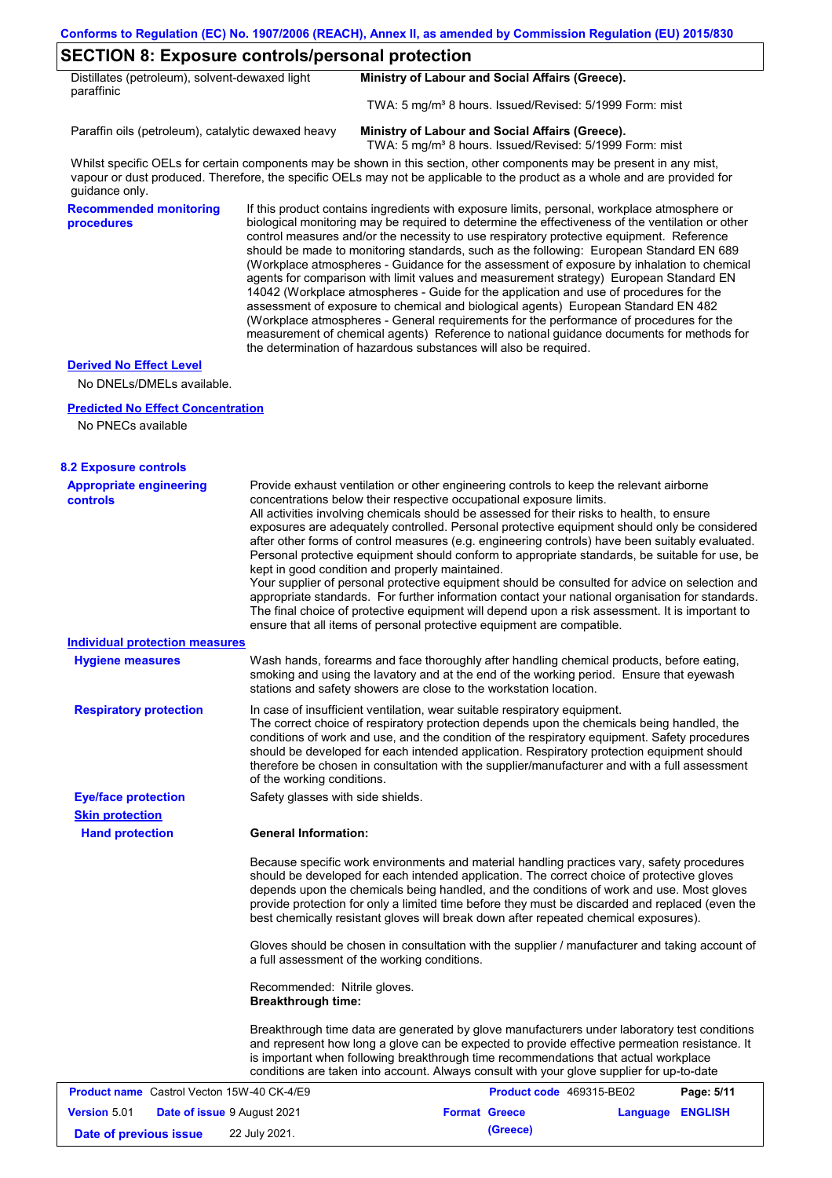## SECTION 8: Exposure controls/personal protection

| | |
|---|---|
| Distillates (petroleum), solvent-dewaxed light paraffinic | **Ministry of Labour and Social Affairs (Greece).** TWA: 5 mg/m³ 8 hours. Issued/Revised: 5/1999 Form: mist |
| Paraffin oils (petroleum), catalytic dewaxed heavy | **Ministry of Labour and Social Affairs (Greece).** TWA: 5 mg/m³ 8 hours. Issued/Revised: 5/1999 Form: mist |

Whilst specific OELs for certain components may be shown in this section, other components may be present in any mist, vapour or dust produced. Therefore, the specific OELs may not be applicable to the product as a whole and are provided for guidance only.

**Recommended monitoring procedures**

If this product contains ingredients with exposure limits, personal, workplace atmosphere or biological monitoring may be required to determine the effectiveness of the ventilation or other control measures and/or the necessity to use respiratory protective equipment. Reference should be made to monitoring standards, such as the following: European Standard EN 689 (Workplace atmospheres - Guidance for the assessment of exposure by inhalation to chemical agents for comparison with limit values and measurement strategy) European Standard EN 14042 (Workplace atmospheres - Guide for the application and use of procedures for the assessment of exposure to chemical and biological agents) European Standard EN 482 (Workplace atmospheres - General requirements for the performance of procedures for the measurement of chemical agents) Reference to national guidance documents for methods for the determination of hazardous substances will also be required.

**Derived No Effect Level**

No DNELs/DMELs available.

**Predicted No Effect Concentration**

No PNECs available

### 8.2 Exposure controls

**Appropriate engineering controls**

Provide exhaust ventilation or other engineering controls to keep the relevant airborne concentrations below their respective occupational exposure limits.
All activities involving chemicals should be assessed for their risks to health, to ensure exposures are adequately controlled. Personal protective equipment should only be considered after other forms of control measures (e.g. engineering controls) have been suitably evaluated. Personal protective equipment should conform to appropriate standards, be suitable for use, be kept in good condition and properly maintained.
Your supplier of personal protective equipment should be consulted for advice on selection and appropriate standards. For further information contact your national organisation for standards. The final choice of protective equipment will depend upon a risk assessment. It is important to ensure that all items of personal protective equipment are compatible.

**Individual protection measures**

**Hygiene measures**

Wash hands, forearms and face thoroughly after handling chemical products, before eating, smoking and using the lavatory and at the end of the working period. Ensure that eyewash stations and safety showers are close to the workstation location.

**Respiratory protection**

In case of insufficient ventilation, wear suitable respiratory equipment.
The correct choice of respiratory protection depends upon the chemicals being handled, the conditions of work and use, and the condition of the respiratory equipment. Safety procedures should be developed for each intended application. Respiratory protection equipment should therefore be chosen in consultation with the supplier/manufacturer and with a full assessment of the working conditions.

**Eye/face protection**

Safety glasses with side shields.

**Skin protection**

**Hand protection**

**General Information:**

Because specific work environments and material handling practices vary, safety procedures should be developed for each intended application. The correct choice of protective gloves depends upon the chemicals being handled, and the conditions of work and use. Most gloves provide protection for only a limited time before they must be discarded and replaced (even the best chemically resistant gloves will break down after repeated chemical exposures).

Gloves should be chosen in consultation with the supplier / manufacturer and taking account of a full assessment of the working conditions.

Recommended: Nitrile gloves.
**Breakthrough time:**

Breakthrough time data are generated by glove manufacturers under laboratory test conditions and represent how long a glove can be expected to provide effective permeation resistance. It is important when following breakthrough time recommendations that actual workplace conditions are taken into account. Always consult with your glove supplier for up-to-date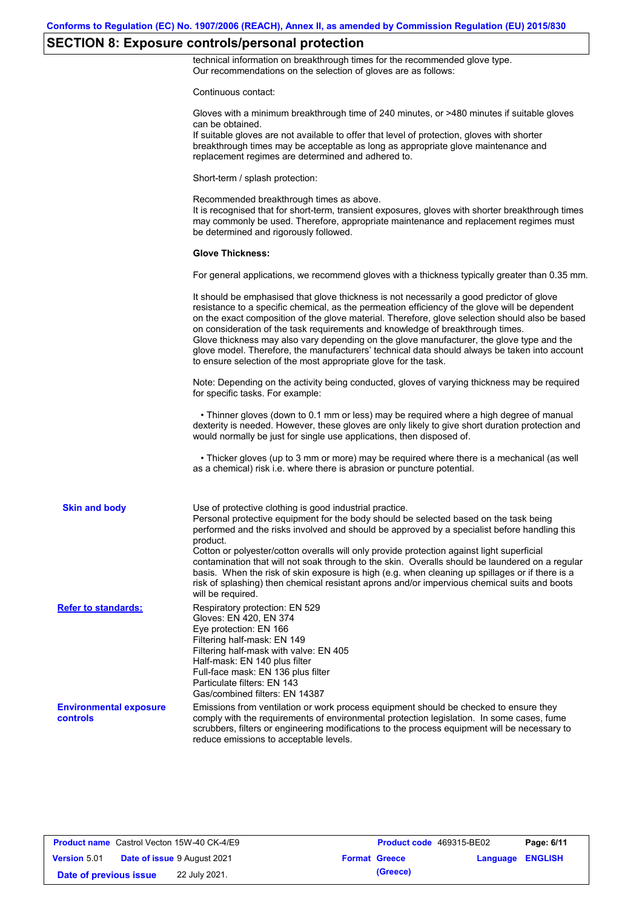## SECTION 8: Exposure controls/personal protection

technical information on breakthrough times for the recommended glove type.
Our recommendations on the selection of gloves are as follows:

Continuous contact:

Gloves with a minimum breakthrough time of 240 minutes, or >480 minutes if suitable gloves can be obtained.
If suitable gloves are not available to offer that level of protection, gloves with shorter breakthrough times may be acceptable as long as appropriate glove maintenance and replacement regimes are determined and adhered to.

Short-term / splash protection:

Recommended breakthrough times as above.
It is recognised that for short-term, transient exposures, gloves with shorter breakthrough times may commonly be used. Therefore, appropriate maintenance and replacement regimes must be determined and rigorously followed.

**Glove Thickness:**

For general applications, we recommend gloves with a thickness typically greater than 0.35 mm.

It should be emphasised that glove thickness is not necessarily a good predictor of glove resistance to a specific chemical, as the permeation efficiency of the glove will be dependent on the exact composition of the glove material. Therefore, glove selection should also be based on consideration of the task requirements and knowledge of breakthrough times.
Glove thickness may also vary depending on the glove manufacturer, the glove type and the glove model. Therefore, the manufacturers' technical data should always be taken into account to ensure selection of the most appropriate glove for the task.

Note: Depending on the activity being conducted, gloves of varying thickness may be required for specific tasks. For example:

- Thinner gloves (down to 0.1 mm or less) may be required where a high degree of manual dexterity is needed. However, these gloves are only likely to give short duration protection and would normally be just for single use applications, then disposed of.

- Thicker gloves (up to 3 mm or more) may be required where there is a mechanical (as well as a chemical) risk i.e. where there is abrasion or puncture potential.

**Skin and body**

Use of protective clothing is good industrial practice.
Personal protective equipment for the body should be selected based on the task being performed and the risks involved and should be approved by a specialist before handling this product.
Cotton or polyester/cotton overalls will only provide protection against light superficial contamination that will not soak through to the skin. Overalls should be laundered on a regular basis. When the risk of skin exposure is high (e.g. when cleaning up spillages or if there is a risk of splashing) then chemical resistant aprons and/or impervious chemical suits and boots will be required.

**Refer to standards:**

Respiratory protection: EN 529
Gloves: EN 420, EN 374
Eye protection: EN 166
Filtering half-mask: EN 149
Filtering half-mask with valve: EN 405
Half-mask: EN 140 plus filter
Full-face mask: EN 136 plus filter
Particulate filters: EN 143
Gas/combined filters: EN 14387

**Environmental exposure controls**

Emissions from ventilation or work process equipment should be checked to ensure they comply with the requirements of environmental protection legislation. In some cases, fume scrubbers, filters or engineering modifications to the process equipment will be necessary to reduce emissions to acceptable levels.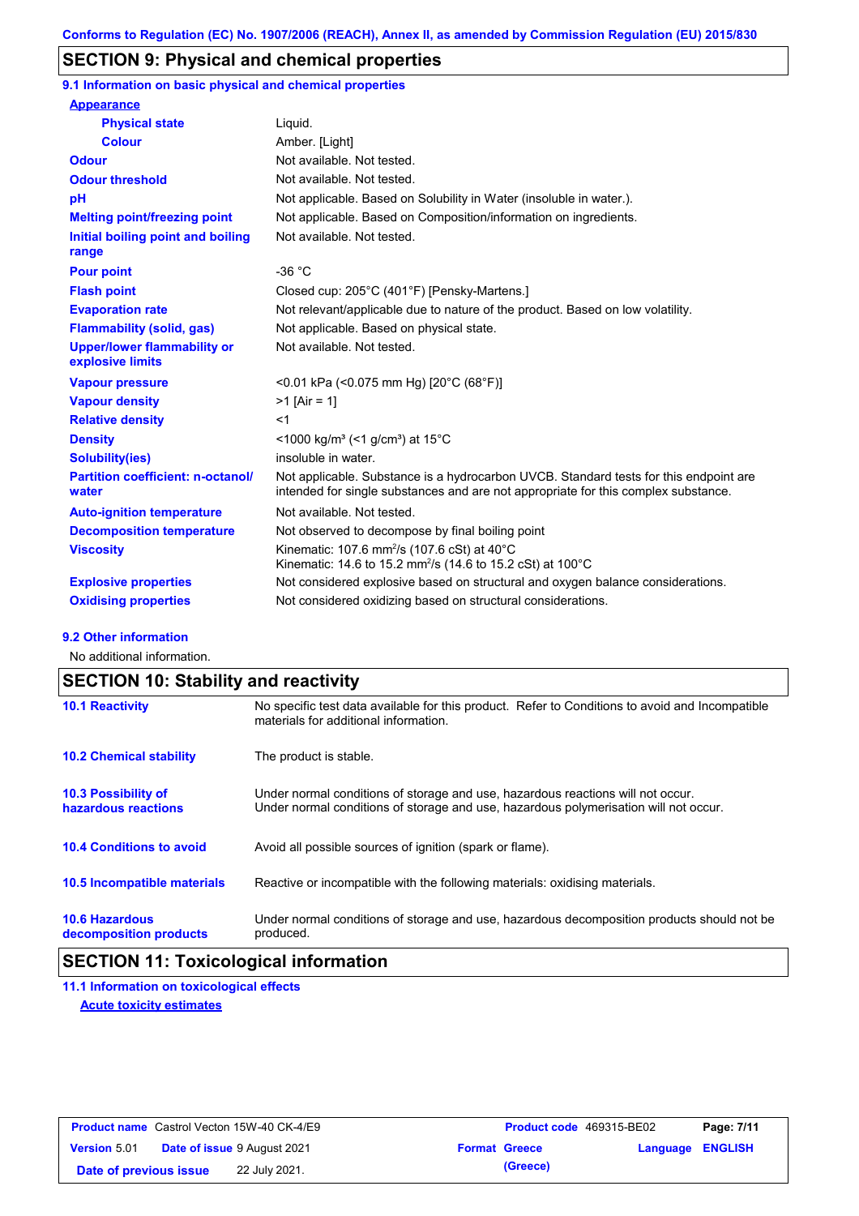Conforms to Regulation (EC) No. 1907/2006 (REACH), Annex II, as amended by Commission Regulation (EU) 2015/830

## SECTION 9: Physical and chemical properties

### 9.1 Information on basic physical and chemical properties

**Appearance**

| | |
|---|---|
| **Physical state** | Liquid. |
| **Colour** | Amber. [Light] |
| **Odour** | Not available. Not tested. |
| **Odour threshold** | Not available. Not tested. |
| **pH** | Not applicable. Based on Solubility in Water (insoluble in water.). |
| **Melting point/freezing point** | Not applicable. Based on Composition/information on ingredients. |
| **Initial boiling point and boiling range** | Not available. Not tested. |
| **Pour point** | -36 °C |
| **Flash point** | Closed cup: 205°C (401°F) [Pensky-Martens.] |
| **Evaporation rate** | Not relevant/applicable due to nature of the product. Based on low volatility. |
| **Flammability (solid, gas)** | Not applicable. Based on physical state. |
| **Upper/lower flammability or explosive limits** | Not available. Not tested. |
| **Vapour pressure** | <0.01 kPa (<0.075 mm Hg) [20°C (68°F)] |
| **Vapour density** | >1 [Air = 1] |
| **Relative density** | <1 |
| **Density** | <1000 kg/m³ (<1 g/cm³) at 15°C |
| **Solubility(ies)** | insoluble in water. |
| **Partition coefficient: n-octanol/water** | Not applicable. Substance is a hydrocarbon UVCB. Standard tests for this endpoint are intended for single substances and are not appropriate for this complex substance. |
| **Auto-ignition temperature** | Not available. Not tested. |
| **Decomposition temperature** | Not observed to decompose by final boiling point |
| **Viscosity** | Kinematic: 107.6 $mm^2/s$ (107.6 cSt) at 40°C<br>Kinematic: 14.6 to 15.2 $mm^2/s$ (14.6 to 15.2 cSt) at 100°C |
| **Explosive properties** | Not considered explosive based on structural and oxygen balance considerations. |
| **Oxidising properties** | Not considered oxidizing based on structural considerations. |

### 9.2 Other information

No additional information.

## SECTION 10: Stability and reactivity

| | |
|---|---|
| **10.1 Reactivity** | No specific test data available for this product. Refer to Conditions to avoid and Incompatible materials for additional information. |
| **10.2 Chemical stability** | The product is stable. |
| **10.3 Possibility of hazardous reactions** | Under normal conditions of storage and use, hazardous reactions will not occur.<br>Under normal conditions of storage and use, hazardous polymerisation will not occur. |
| **10.4 Conditions to avoid** | Avoid all possible sources of ignition (spark or flame). |
| **10.5 Incompatible materials** | Reactive or incompatible with the following materials: oxidising materials. |
| **10.6 Hazardous decomposition products** | Under normal conditions of storage and use, hazardous decomposition products should not be produced. |

## SECTION 11: Toxicological information

### 11.1 Information on toxicological effects

**Acute toxicity estimates**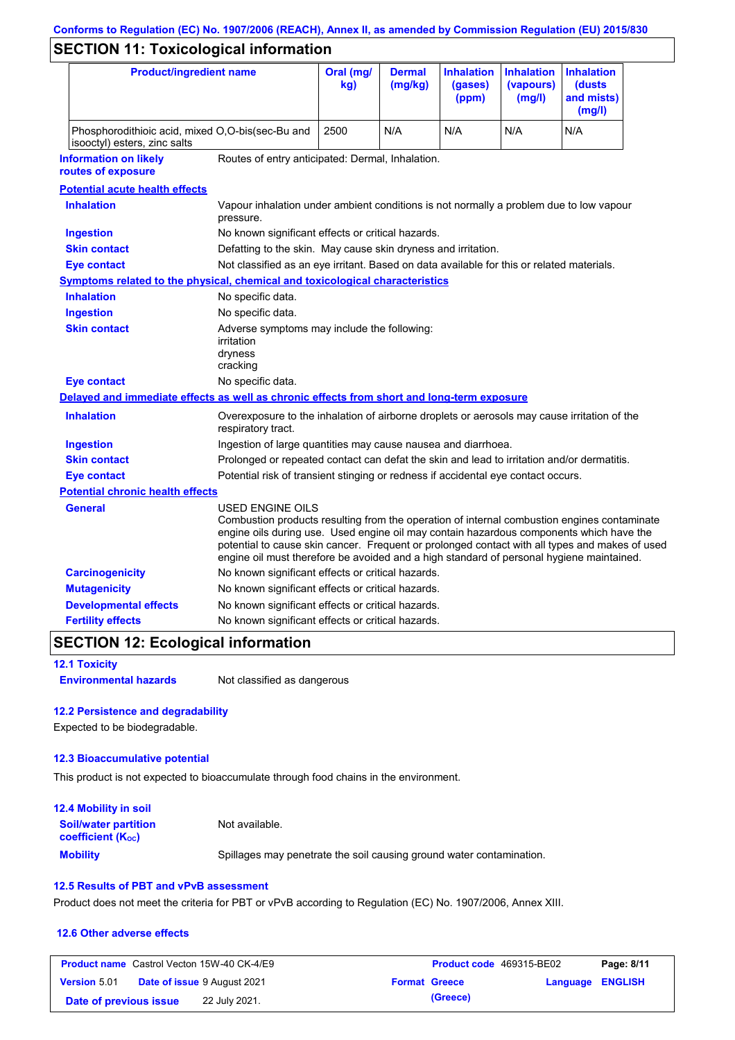## SECTION 11: Toxicological information

| Product/ingredient name | Oral (mg/kg) | Dermal (mg/kg) | Inhalation (gases) (ppm) | Inhalation (vapours) (mg/l) | Inhalation (dusts and mists) (mg/l) |
|---|---|---|---|---|---|
| Phosphorodithioic acid, mixed O,O-bis(sec-Bu and isooctyl) esters, zinc salts | 2500 | N/A | N/A | N/A | N/A |

**Information on likely routes of exposure**: Routes of entry anticipated: Dermal, Inhalation.

**Potential acute health effects**

**Inhalation**: Vapour inhalation under ambient conditions is not normally a problem due to low vapour pressure.

**Ingestion**: No known significant effects or critical hazards.

**Skin contact**: Defatting to the skin. May cause skin dryness and irritation.

**Eye contact**: Not classified as an eye irritant. Based on data available for this or related materials.

**Symptoms related to the physical, chemical and toxicological characteristics**

**Inhalation**: No specific data.

**Ingestion**: No specific data.

**Skin contact**: Adverse symptoms may include the following:
irritation
dryness
cracking

**Eye contact**: No specific data.

**Delayed and immediate effects as well as chronic effects from short and long-term exposure**

**Inhalation**: Overexposure to the inhalation of airborne droplets or aerosols may cause irritation of the respiratory tract.

**Ingestion**: Ingestion of large quantities may cause nausea and diarrhoea.

**Skin contact**: Prolonged or repeated contact can defat the skin and lead to irritation and/or dermatitis.

**Eye contact**: Potential risk of transient stinging or redness if accidental eye contact occurs.

**Potential chronic health effects**

**General**: USED ENGINE OILS
Combustion products resulting from the operation of internal combustion engines contaminate engine oils during use. Used engine oil may contain hazardous components which have the potential to cause skin cancer. Frequent or prolonged contact with all types and makes of used engine oil must therefore be avoided and a high standard of personal hygiene maintained.

**Carcinogenicity**: No known significant effects or critical hazards.

**Mutagenicity**: No known significant effects or critical hazards.

**Developmental effects**: No known significant effects or critical hazards.

**Fertility effects**: No known significant effects or critical hazards.

## SECTION 12: Ecological information

### 12.1 Toxicity

**Environmental hazards**: Not classified as dangerous

### 12.2 Persistence and degradability

Expected to be biodegradable.

### 12.3 Bioaccumulative potential

This product is not expected to bioaccumulate through food chains in the environment.

### 12.4 Mobility in soil

**Soil/water partition coefficient ($K_{OC}$)**: Not available.

**Mobility**: Spillages may penetrate the soil causing ground water contamination.

### 12.5 Results of PBT and vPvB assessment

Product does not meet the criteria for PBT or vPvB according to Regulation (EC) No. 1907/2006, Annex XIII.

### 12.6 Other adverse effects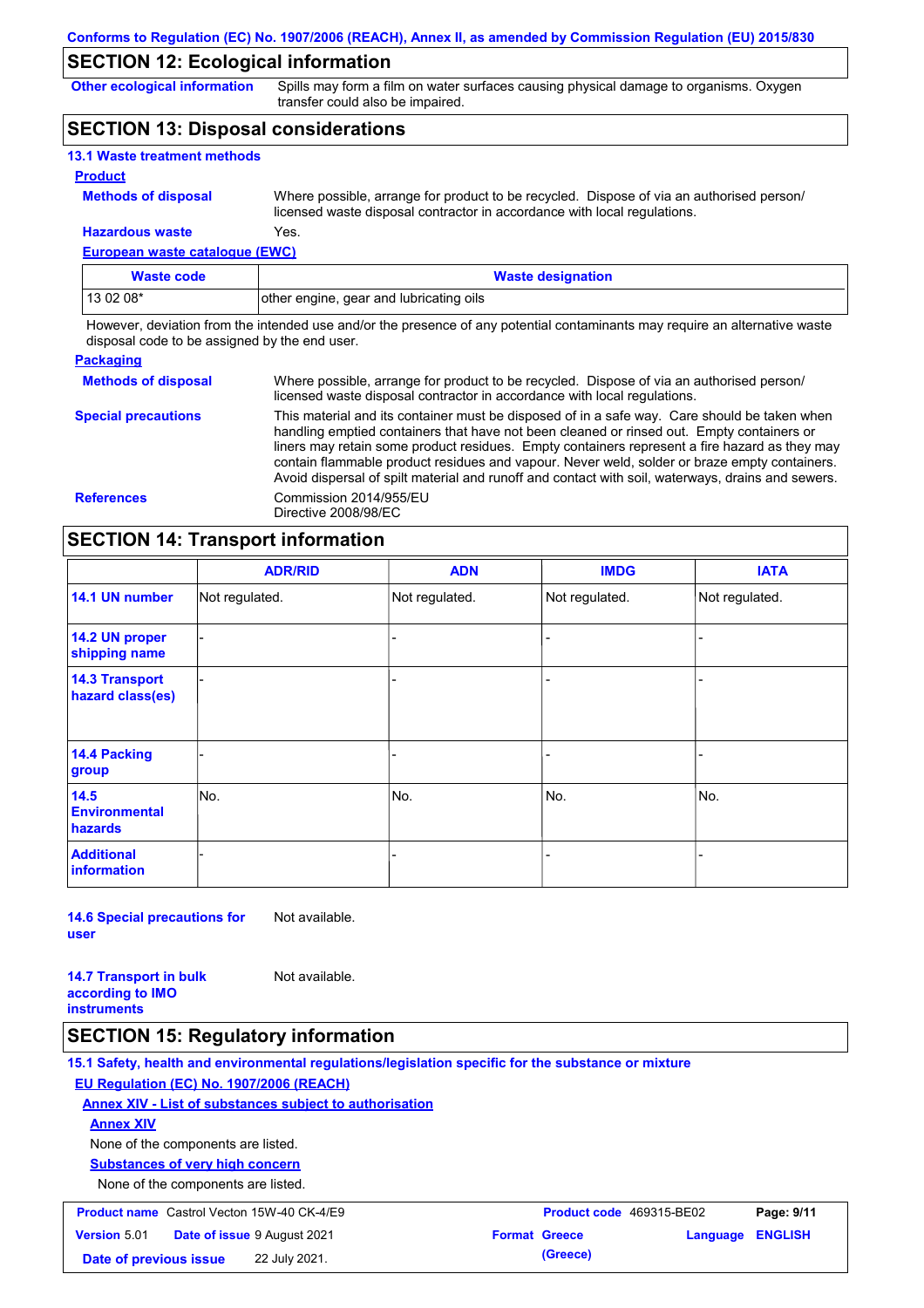## SECTION 12: Ecological information

**Other ecological information** Spills may form a film on water surfaces causing physical damage to organisms. Oxygen transfer could also be impaired.

## SECTION 13: Disposal considerations

### 13.1 Waste treatment methods

**Product**

**Methods of disposal** Where possible, arrange for product to be recycled. Dispose of via an authorised person/ licensed waste disposal contractor in accordance with local regulations.

**Hazardous waste** Yes.

**European waste catalogue (EWC)**

| Waste code | Waste designation |
|---|---|
| 13 02 08* | other engine, gear and lubricating oils |

However, deviation from the intended use and/or the presence of any potential contaminants may require an alternative waste disposal code to be assigned by the end user.

**Packaging**

**Methods of disposal** Where possible, arrange for product to be recycled. Dispose of via an authorised person/ licensed waste disposal contractor in accordance with local regulations.

**Special precautions** This material and its container must be disposed of in a safe way. Care should be taken when handling emptied containers that have not been cleaned or rinsed out. Empty containers or liners may retain some product residues. Empty containers represent a fire hazard as they may contain flammable product residues and vapour. Never weld, solder or braze empty containers. Avoid dispersal of spilt material and runoff and contact with soil, waterways, drains and sewers.

**References** Commission 2014/955/EU
Directive 2008/98/EC

## SECTION 14: Transport information

| | ADR/RID | ADN | IMDG | IATA |
|---|---|---|---|---|
| 14.1 UN number | Not regulated. | Not regulated. | Not regulated. | Not regulated. |
| 14.2 UN proper shipping name | - | - | - | - |
| 14.3 Transport hazard class(es) | - | - | - | - |
| 14.4 Packing group | - | - | - | - |
| 14.5 Environmental hazards | No. | No. | No. | No. |
| Additional information | - | - | - | - |

**14.6 Special precautions for user** Not available.

**14.7 Transport in bulk according to IMO instruments** Not available.

## SECTION 15: Regulatory information

### 15.1 Safety, health and environmental regulations/legislation specific for the substance or mixture

**EU Regulation (EC) No. 1907/2006 (REACH)**

**Annex XIV - List of substances subject to authorisation**

**Annex XIV**

None of the components are listed.

**Substances of very high concern**

None of the components are listed.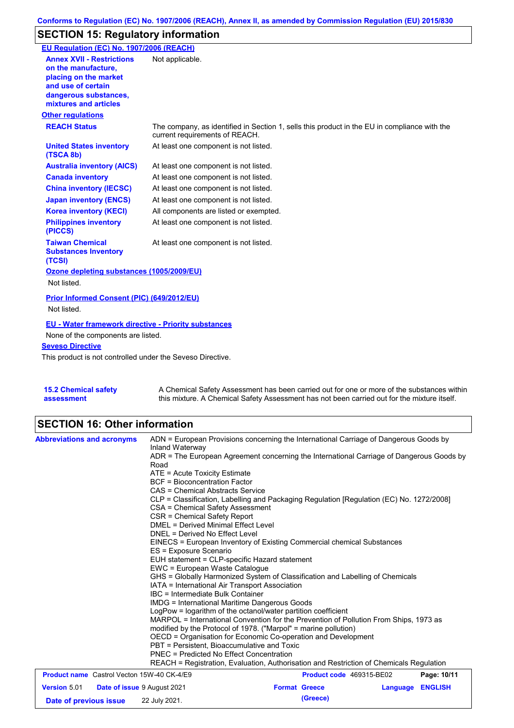## SECTION 15: Regulatory information

**EU Regulation (EC) No. 1907/2006 (REACH)**

| | |
|---|---|
| **Annex XVII - Restrictions on the manufacture, placing on the market and use of certain dangerous substances, mixtures and articles** | Not applicable. |

**Other regulations**

| | |
|---|---|
| **REACH Status** | The company, as identified in Section 1, sells this product in the EU in compliance with the current requirements of REACH. |
| **United States inventory (TSCA 8b)** | At least one component is not listed. |
| **Australia inventory (AICS)** | At least one component is not listed. |
| **Canada inventory** | At least one component is not listed. |
| **China inventory (IECSC)** | At least one component is not listed. |
| **Japan inventory (ENCS)** | At least one component is not listed. |
| **Korea inventory (KECI)** | All components are listed or exempted. |
| **Philippines inventory (PICCS)** | At least one component is not listed. |
| **Taiwan Chemical Substances Inventory (TCSI)** | At least one component is not listed. |

**Ozone depleting substances (1005/2009/EU)**

Not listed.

**Prior Informed Consent (PIC) (649/2012/EU)**

Not listed.

**EU - Water framework directive - Priority substances**

None of the components are listed.

**Seveso Directive**

This product is not controlled under the Seveso Directive.

| | |
|---|---|
| **15.2 Chemical safety assessment** | A Chemical Safety Assessment has been carried out for one or more of the substances within this mixture. A Chemical Safety Assessment has not been carried out for the mixture itself. |

## SECTION 16: Other information

**Abbreviations and acronyms**

ADN = European Provisions concerning the International Carriage of Dangerous Goods by Inland Waterway
ADR = The European Agreement concerning the International Carriage of Dangerous Goods by Road
ATE = Acute Toxicity Estimate
BCF = Bioconcentration Factor
CAS = Chemical Abstracts Service
CLP = Classification, Labelling and Packaging Regulation [Regulation (EC) No. 1272/2008]
CSA = Chemical Safety Assessment
CSR = Chemical Safety Report
DMEL = Derived Minimal Effect Level
DNEL = Derived No Effect Level
EINECS = European Inventory of Existing Commercial chemical Substances
ES = Exposure Scenario
EUH statement = CLP-specific Hazard statement
EWC = European Waste Catalogue
GHS = Globally Harmonized System of Classification and Labelling of Chemicals
IATA = International Air Transport Association
IBC = Intermediate Bulk Container
IMDG = International Maritime Dangerous Goods
LogPow = logarithm of the octanol/water partition coefficient
MARPOL = International Convention for the Prevention of Pollution From Ships, 1973 as modified by the Protocol of 1978. ("Marpol" = marine pollution)
OECD = Organisation for Economic Co-operation and Development
PBT = Persistent, Bioaccumulative and Toxic
PNEC = Predicted No Effect Concentration
REACH = Registration, Evaluation, Authorisation and Restriction of Chemicals Regulation

| | | | |
|---|---|---|---|
| **Product name** Castrol Vecton 15W-40 CK-4/E9 | | **Product code** 469315-BE02 | |
| **Version** 5.01 | **Date of issue** 9 August 2021 | **Format Greece (Greece)** | **Language ENGLISH** |
| **Date of previous issue** | 22 July 2021. | | |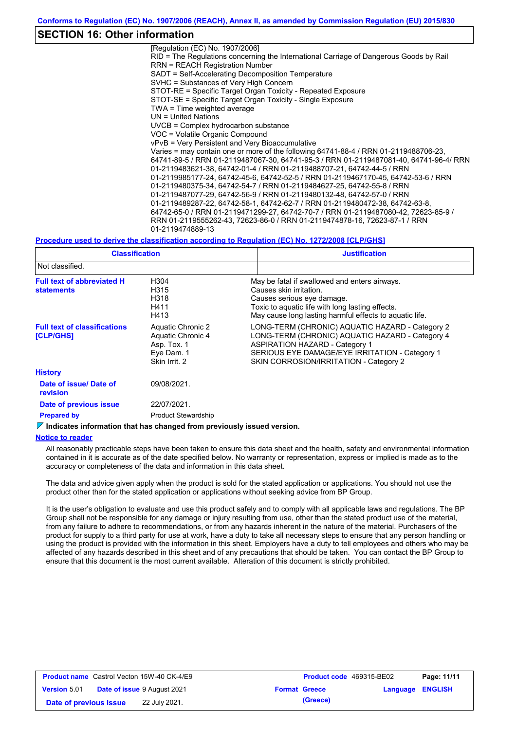## SECTION 16: Other information

[Regulation (EC) No. 1907/2006]
RID = The Regulations concerning the International Carriage of Dangerous Goods by Rail
RRN = REACH Registration Number
SADT = Self-Accelerating Decomposition Temperature
SVHC = Substances of Very High Concern
STOT-RE = Specific Target Organ Toxicity - Repeated Exposure
STOT-SE = Specific Target Organ Toxicity - Single Exposure
TWA = Time weighted average
UN = United Nations
UVCB = Complex hydrocarbon substance
VOC = Volatile Organic Compound
vPvB = Very Persistent and Very Bioaccumulative
Varies = may contain one or more of the following 64741-88-4 / RRN 01-2119488706-23, 64741-89-5 / RRN 01-2119487067-30, 64741-95-3 / RRN 01-2119487081-40, 64741-96-4/ RRN 01-2119483621-38, 64742-01-4 / RRN 01-2119488707-21, 64742-44-5 / RRN 01-2119985177-24, 64742-45-6, 64742-52-5 / RRN 01-2119467170-45, 64742-53-6 / RRN 01-2119480375-34, 64742-54-7 / RRN 01-2119484627-25, 64742-55-8 / RRN 01-2119487077-29, 64742-56-9 / RRN 01-2119480132-48, 64742-57-0 / RRN 01-2119489287-22, 64742-58-1, 64742-62-7 / RRN 01-2119480472-38, 64742-63-8, 64742-65-0 / RRN 01-2119471299-27, 64742-70-7 / RRN 01-2119487080-42, 72623-85-9 / RRN 01-2119555262-43, 72623-86-0 / RRN 01-2119474878-16, 72623-87-1 / RRN 01-2119474889-13

**Procedure used to derive the classification according to Regulation (EC) No. 1272/2008 [CLP/GHS]**

| Classification | Justification |
|---|---|
| Not classified. | |

**Full text of abbreviated H statements**

| | | |
|---|---|---|
| H304 | May be fatal if swallowed and enters airways. |
| H315 | Causes skin irritation. |
| H318 | Causes serious eye damage. |
| H411 | Toxic to aquatic life with long lasting effects. |
| H413 | May cause long lasting harmful effects to aquatic life. |

**Full text of classifications [CLP/GHS]**

| | |
|---|---|
| Aquatic Chronic 2 | LONG-TERM (CHRONIC) AQUATIC HAZARD - Category 2 |
| Aquatic Chronic 4 | LONG-TERM (CHRONIC) AQUATIC HAZARD - Category 4 |
| Asp. Tox. 1 | ASPIRATION HAZARD - Category 1 |
| Eye Dam. 1 | SERIOUS EYE DAMAGE/EYE IRRITATION - Category 1 |
| Skin Irrit. 2 | SKIN CORROSION/IRRITATION - Category 2 |

**History**

**Date of issue/ Date of revision** 09/08/2021.

**Date of previous issue** 22/07/2021.

**Prepared by** Product Stewardship

**Indicates information that has changed from previously issued version.**

**Notice to reader**

All reasonably practicable steps have been taken to ensure this data sheet and the health, safety and environmental information contained in it is accurate as of the date specified below. No warranty or representation, express or implied is made as to the accuracy or completeness of the data and information in this data sheet.

The data and advice given apply when the product is sold for the stated application or applications. You should not use the product other than for the stated application or applications without seeking advice from BP Group.

It is the user's obligation to evaluate and use this product safely and to comply with all applicable laws and regulations. The BP Group shall not be responsible for any damage or injury resulting from use, other than the stated product use of the material, from any failure to adhere to recommendations, or from any hazards inherent in the nature of the material. Purchasers of the product for supply to a third party for use at work, have a duty to take all necessary steps to ensure that any person handling or using the product is provided with the information in this sheet. Employers have a duty to tell employees and others who may be affected of any hazards described in this sheet and of any precautions that should be taken. You can contact the BP Group to ensure that this document is the most current available. Alteration of this document is strictly prohibited.